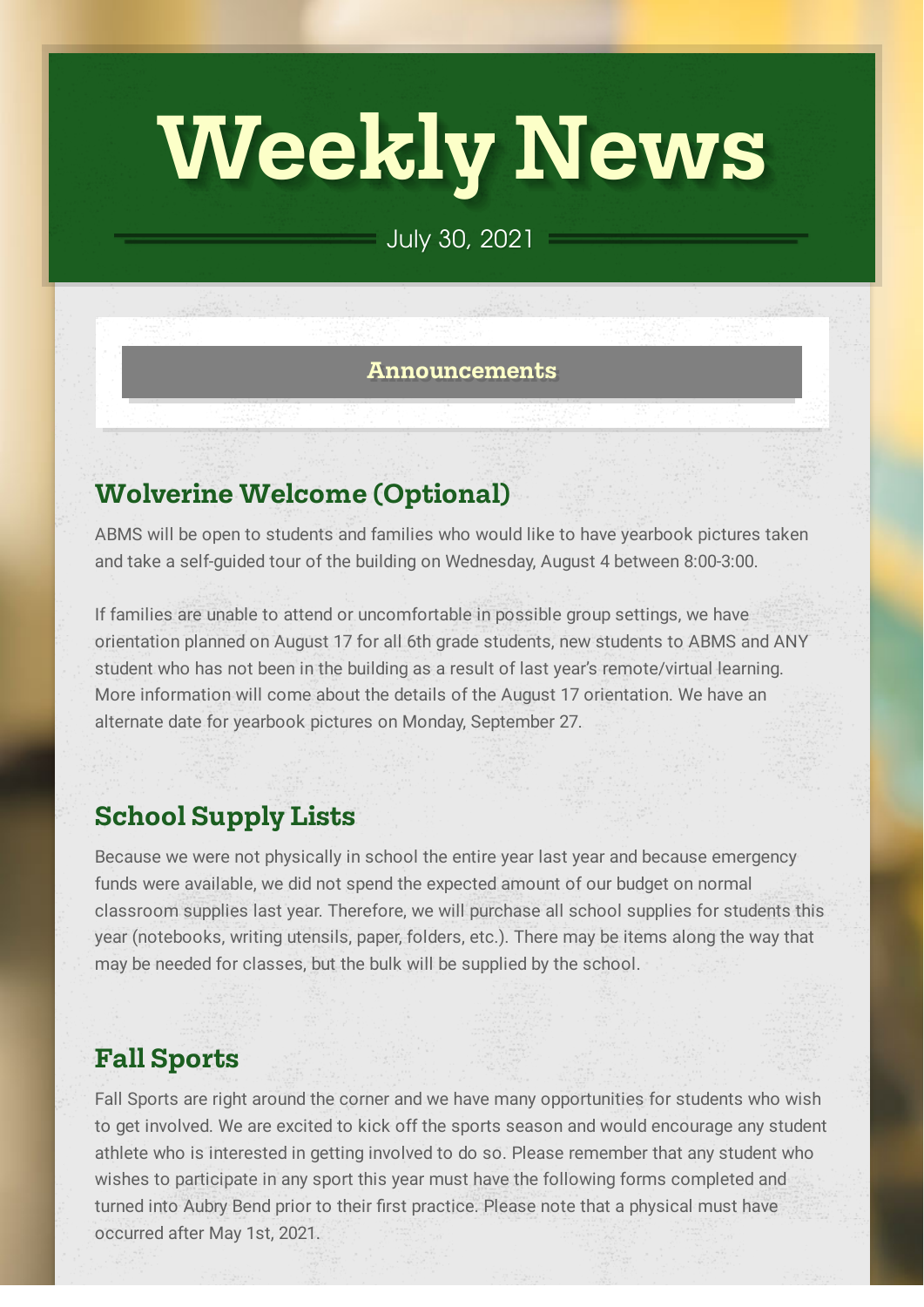# Weekly News

July 30, 2021

## Announcements

### Wolverine Welcome (Optional)

ABMS will be open to students and families who would like to have yearbook pictures taken and take a self-guided tour of the building on Wednesday, August 4 between 8:00-3:00.

If families are unable to attend or uncomfortable in possible group settings, we have orientation planned on August 17 for all 6th grade students, new students to ABMS and ANY student who has not been in the building as a result of last year's remote/virtual learning. More information will come about the details of the August 17 orientation. We have an alternate date for yearbook pictures on Monday, September 27.

### School Supply Lists

Because we were not physically in school the entire year last year and because emergency funds were available, we did not spend the expected amount of our budget on normal classroom supplies last year. Therefore, we will purchase all school supplies for students this year (notebooks, writing utensils, paper, folders, etc.). There may be items along the way that may be needed for classes, but the bulk will be supplied by the school.

### Fall Sports

Fall Sports are right around the corner and we have many opportunities for students who wish to get involved. We are excited to kick off the sports season and would encourage any student athlete who is interested in getting involved to do so. Please remember that any student who wishes to participate in any sport this year must have the following forms completed and turned into Aubry Bend prior to their first practice. Please note that a physical must have occurred after May 1st, 2021.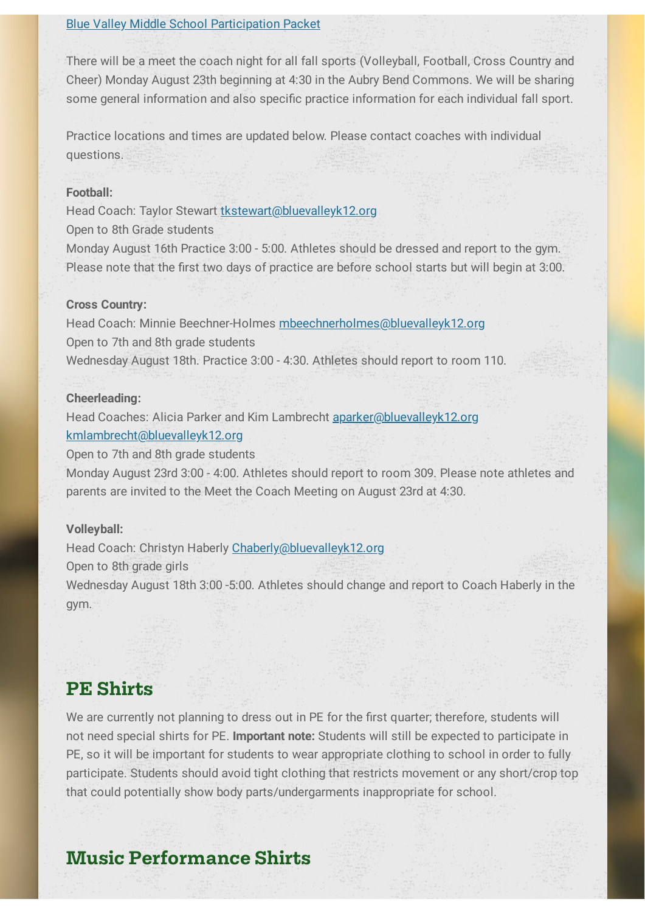[Blue Valley Middle School Participation Packet](#)

There will be a meet the coach night for all fall sports (Volleyball, Football, Cross Country and Cheer) Monday August 23th beginning at 4:30 in the Aubry Bend Commons. We will be sharing some general information and also specific practice information for each individual fall sport.

Practice locations and times are updated below. Please contact coaches with individual questions.

**Football:**
Head Coach: Taylor Stewart [tkstewart@bluevalleyk12.org](mailto:tkstewart@bluevalleyk12.org)
Open to 8th Grade students
Monday August 16th Practice 3:00 - 5:00. Athletes should be dressed and report to the gym. Please note that the first two days of practice are before school starts but will begin at 3:00.

**Cross Country:**
Head Coach: Minnie Beechner-Holmes [mbeechnerholmes@bluevalleyk12.org](mailto:mbeechnerholmes@bluevalleyk12.org)
Open to 7th and 8th grade students
Wednesday August 18th. Practice 3:00 - 4:30. Athletes should report to room 110.

**Cheerleading:**
Head Coaches: Alicia Parker and Kim Lambrecht [aparker@bluevalleyk12.org](mailto:aparker@bluevalleyk12.org) [kmlambrecht@bluevalleyk12.org](mailto:kmlambrecht@bluevalleyk12.org)
Open to 7th and 8th grade students
Monday August 23rd 3:00 - 4:00. Athletes should report to room 309. Please note athletes and parents are invited to the Meet the Coach Meeting on August 23rd at 4:30.

**Volleyball:**
Head Coach: Christyn Haberly [Chaberly@bluevalleyk12.org](mailto:Chaberly@bluevalleyk12.org)
Open to 8th grade girls
Wednesday August 18th 3:00 -5:00. Athletes should change and report to Coach Haberly in the gym.

## PE Shirts

We are currently not planning to dress out in PE for the first quarter; therefore, students will not need special shirts for PE. **Important note:** Students will still be expected to participate in PE, so it will be important for students to wear appropriate clothing to school in order to fully participate. Students should avoid tight clothing that restricts movement or any short/crop top that could potentially show body parts/undergarments inappropriate for school.

## Music Performance Shirts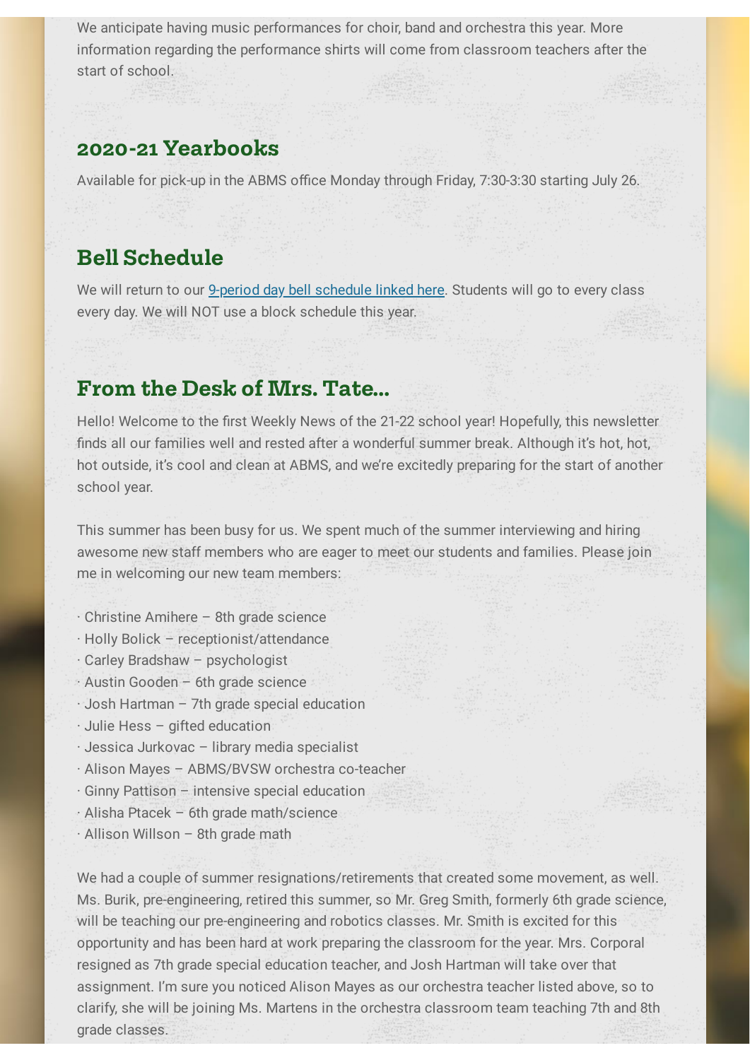We anticipate having music performances for choir, band and orchestra this year. More information regarding the performance shirts will come from classroom teachers after the start of school.

## 2020-21 Yearbooks

Available for pick-up in the ABMS office Monday through Friday, 7:30-3:30 starting July 26.

## Bell Schedule

We will return to our 9-period day bell schedule linked here. Students will go to every class every day. We will NOT use a block schedule this year.

## From the Desk of Mrs. Tate...

Hello! Welcome to the first Weekly News of the 21-22 school year! Hopefully, this newsletter finds all our families well and rested after a wonderful summer break. Although it's hot, hot, hot outside, it's cool and clean at ABMS, and we're excitedly preparing for the start of another school year.

This summer has been busy for us. We spent much of the summer interviewing and hiring awesome new staff members who are eager to meet our students and families. Please join me in welcoming our new team members:

- Christine Amihere – 8th grade science
- Holly Bolick – receptionist/attendance
- Carley Bradshaw – psychologist
- Austin Gooden – 6th grade science
- Josh Hartman – 7th grade special education
- Julie Hess – gifted education
- Jessica Jurkovac – library media specialist
- Alison Mayes – ABMS/BVSW orchestra co-teacher
- Ginny Pattison – intensive special education
- Alisha Ptacek – 6th grade math/science
- Allison Willson – 8th grade math

We had a couple of summer resignations/retirements that created some movement, as well. Ms. Burik, pre-engineering, retired this summer, so Mr. Greg Smith, formerly 6th grade science, will be teaching our pre-engineering and robotics classes. Mr. Smith is excited for this opportunity and has been hard at work preparing the classroom for the year. Mrs. Corporal resigned as 7th grade special education teacher, and Josh Hartman will take over that assignment. I'm sure you noticed Alison Mayes as our orchestra teacher listed above, so to clarify, she will be joining Ms. Martens in the orchestra classroom team teaching 7th and 8th grade classes.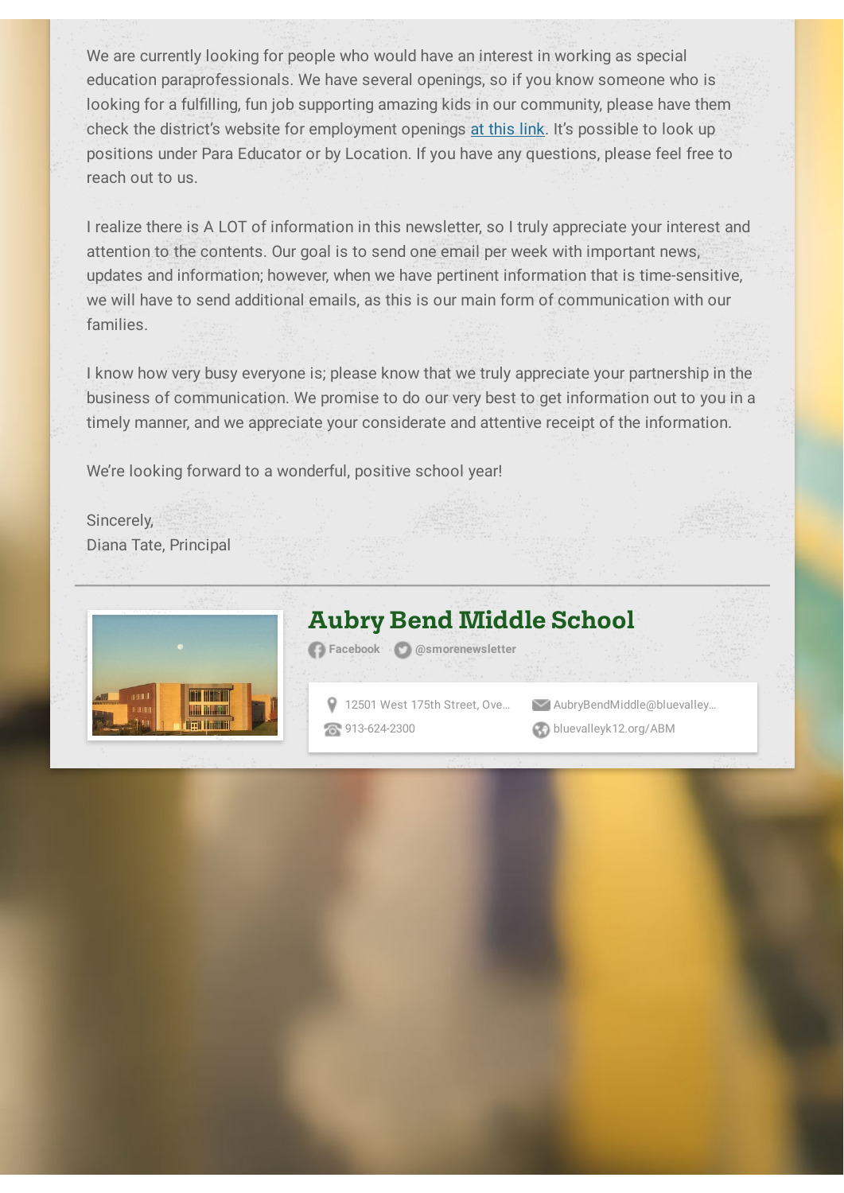We are currently looking for people who would have an interest in working as special education paraprofessionals. We have several openings, so if you know someone who is looking for a fulfilling, fun job supporting amazing kids in our community, please have them check the district's website for employment openings at this link. It's possible to look up positions under Para Educator or by Location. If you have any questions, please feel free to reach out to us.

I realize there is A LOT of information in this newsletter, so I truly appreciate your interest and attention to the contents. Our goal is to send one email per week with important news, updates and information; however, when we have pertinent information that is time-sensitive, we will have to send additional emails, as this is our main form of communication with our families.

I know how very busy everyone is; please know that we truly appreciate your partnership in the business of communication. We promise to do our very best to get information out to you in a timely manner, and we appreciate your considerate and attentive receipt of the information.

We're looking forward to a wonderful, positive school year!

Sincerely,
Diana Tate, Principal

---

## Aubry Bend Middle School

Facebook @smorenewsletter

12501 West 175th Street, Ove...
913-624-2300
AubryBendMiddle@bluevalley...
bluevalleyk12.org/ABM